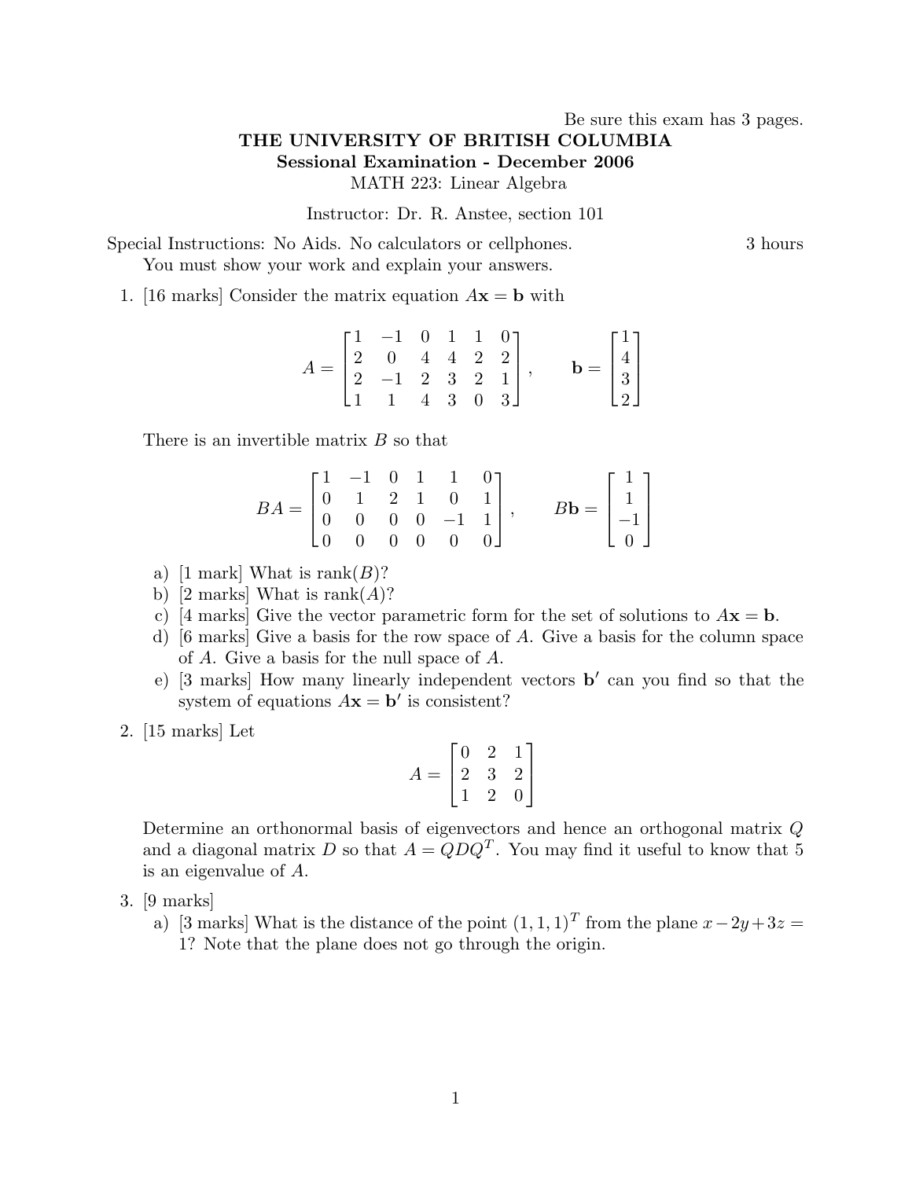Be sure this exam has 3 pages.

**THE UNIVERSITY OF BRITISH COLUMBIA**

**Sessional Examination - December 2006**

MATH 223: Linear Algebra

Instructor: Dr. R. Anstee, section 101

Special Instructions: No Aids. No calculators or cellphones. 3 hours

You must show your work and explain your answers.

1. [16 marks] Consider the matrix equation $A\mathbf{x} = \mathbf{b}$ with

$$A = \begin{bmatrix} 1 & -1 & 0 & 1 & 1 & 0 \\ 2 & 0 & 4 & 4 & 2 & 2 \\ 2 & -1 & 2 & 3 & 2 & 1 \\ 1 & 1 & 4 & 3 & 0 & 3 \end{bmatrix}, \qquad \mathbf{b} = \begin{bmatrix} 1 \\ 4 \\ 3 \\ 2 \end{bmatrix}$$

There is an invertible matrix $B$ so that

$$BA = \begin{bmatrix} 1 & -1 & 0 & 1 & 1 & 0 \\ 0 & 1 & 2 & 1 & 0 & 1 \\ 0 & 0 & 0 & 0 & -1 & 1 \\ 0 & 0 & 0 & 0 & 0 & 0 \end{bmatrix}, \qquad B\mathbf{b} = \begin{bmatrix} 1 \\ 1 \\ -1 \\ 0 \end{bmatrix}$$

   a) [1 mark] What is rank($B$)?

   b) [2 marks] What is rank($A$)?

   c) [4 marks] Give the vector parametric form for the set of solutions to $A\mathbf{x} = \mathbf{b}$.

   d) [6 marks] Give a basis for the row space of $A$. Give a basis for the column space of $A$. Give a basis for the null space of $A$.

   e) [3 marks] How many linearly independent vectors $\mathbf{b}'$ can you find so that the system of equations $A\mathbf{x} = \mathbf{b}'$ is consistent?

2. [15 marks] Let

$$A = \begin{bmatrix} 0 & 2 & 1 \\ 2 & 3 & 2 \\ 1 & 2 & 0 \end{bmatrix}$$

   Determine an orthonormal basis of eigenvectors and hence an orthogonal matrix $Q$ and a diagonal matrix $D$ so that $A = QDQ^T$. You may find it useful to know that 5 is an eigenvalue of $A$.

3. [9 marks]

   a) [3 marks] What is the distance of the point $(1, 1, 1)^T$ from the plane $x - 2y + 3z = 1$? Note that the plane does not go through the origin.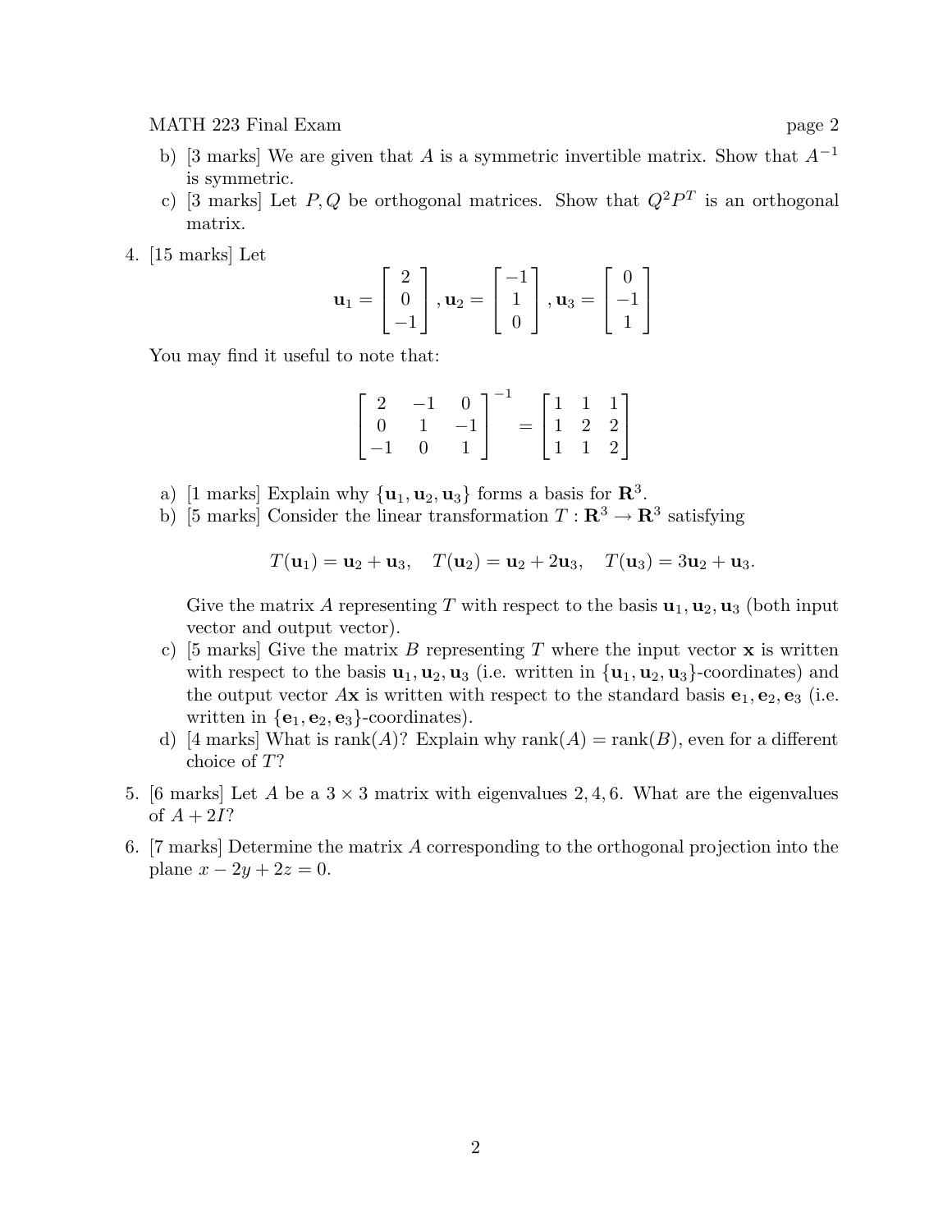b) [3 marks] We are given that $A$ is a symmetric invertible matrix. Show that $A^{-1}$ is symmetric.

c) [3 marks] Let $P, Q$ be orthogonal matrices. Show that $Q^2P^T$ is an orthogonal matrix.

4. [15 marks] Let

$$\mathbf{u}_1 = \begin{bmatrix} 2 \\ 0 \\ -1 \end{bmatrix}, \mathbf{u}_2 = \begin{bmatrix} -1 \\ 1 \\ 0 \end{bmatrix}, \mathbf{u}_3 = \begin{bmatrix} 0 \\ -1 \\ 1 \end{bmatrix}$$

You may find it useful to note that:

$$\begin{bmatrix} 2 & -1 & 0 \\ 0 & 1 & -1 \\ -1 & 0 & 1 \end{bmatrix}^{-1} = \begin{bmatrix} 1 & 1 & 1 \\ 1 & 2 & 2 \\ 1 & 1 & 2 \end{bmatrix}$$

a) [1 marks] Explain why $\{\mathbf{u}_1, \mathbf{u}_2, \mathbf{u}_3\}$ forms a basis for $\mathbf{R}^3$.

b) [5 marks] Consider the linear transformation $T : \mathbf{R}^3 \to \mathbf{R}^3$ satisfying

$$T(\mathbf{u}_1) = \mathbf{u}_2 + \mathbf{u}_3, \quad T(\mathbf{u}_2) = \mathbf{u}_2 + 2\mathbf{u}_3, \quad T(\mathbf{u}_3) = 3\mathbf{u}_2 + \mathbf{u}_3.$$

Give the matrix $A$ representing $T$ with respect to the basis $\mathbf{u}_1, \mathbf{u}_2, \mathbf{u}_3$ (both input vector and output vector).

c) [5 marks] Give the matrix $B$ representing $T$ where the input vector $\mathbf{x}$ is written with respect to the basis $\mathbf{u}_1, \mathbf{u}_2, \mathbf{u}_3$ (i.e. written in $\{\mathbf{u}_1, \mathbf{u}_2, \mathbf{u}_3\}$-coordinates) and the output vector $A\mathbf{x}$ is written with respect to the standard basis $\mathbf{e}_1, \mathbf{e}_2, \mathbf{e}_3$ (i.e. written in $\{\mathbf{e}_1, \mathbf{e}_2, \mathbf{e}_3\}$-coordinates).

d) [4 marks] What is rank($A$)? Explain why rank($A$) = rank($B$), even for a different choice of $T$?

5. [6 marks] Let $A$ be a $3 \times 3$ matrix with eigenvalues $2, 4, 6$. What are the eigenvalues of $A + 2I$?

6. [7 marks] Determine the matrix $A$ corresponding to the orthogonal projection into the plane $x - 2y + 2z = 0$.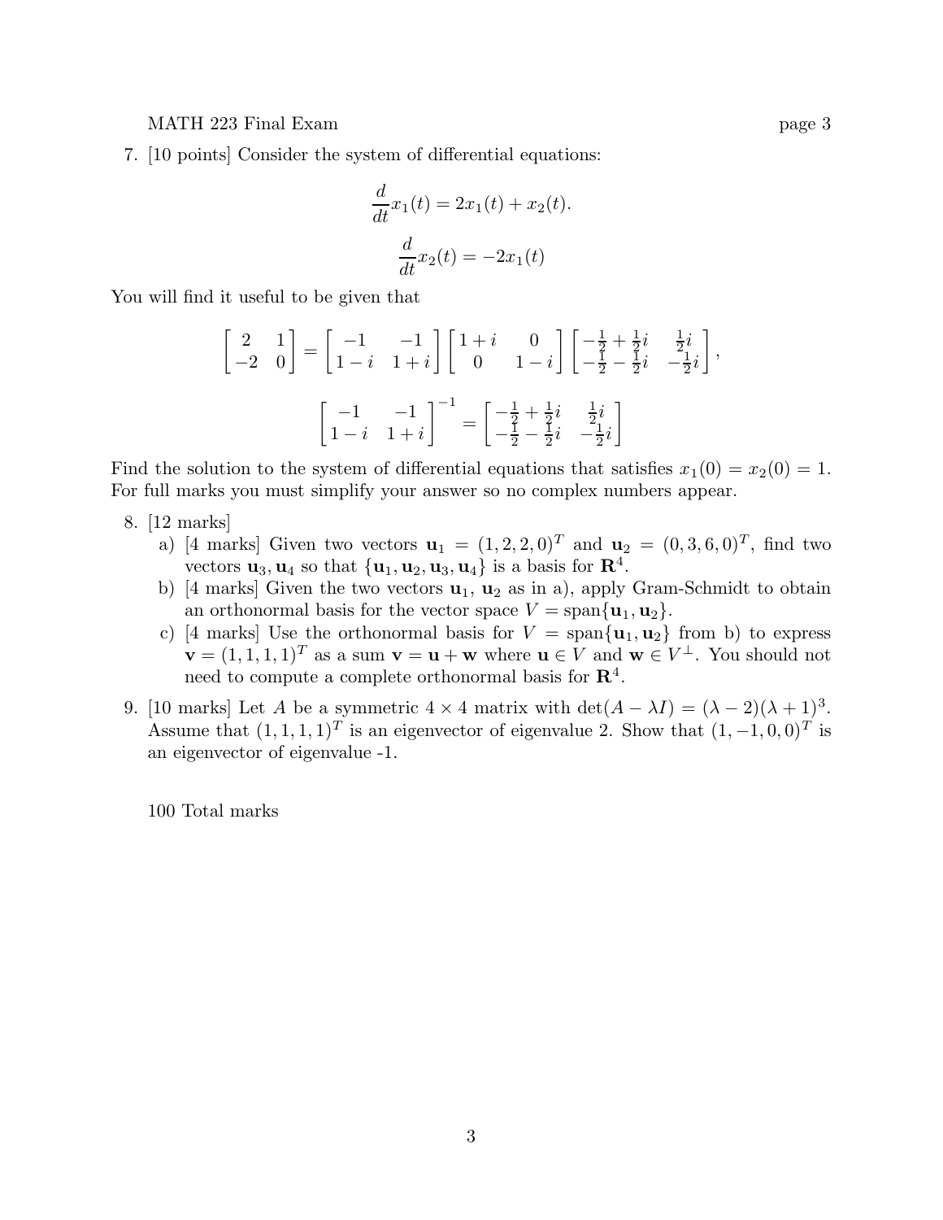7. [10 points] Consider the system of differential equations:

$$\frac{d}{dt}x_1(t) = 2x_1(t) + x_2(t).$$

$$\frac{d}{dt}x_2(t) = -2x_1(t)$$

You will find it useful to be given that

$$\begin{bmatrix} 2 & 1 \\ -2 & 0 \end{bmatrix} = \begin{bmatrix} -1 & -1 \\ 1-i & 1+i \end{bmatrix} \begin{bmatrix} 1+i & 0 \\ 0 & 1-i \end{bmatrix} \begin{bmatrix} -\frac{1}{2}+\frac{1}{2}i & \frac{1}{2}i \\ -\frac{1}{2}-\frac{1}{2}i & -\frac{1}{2}i \end{bmatrix},$$

$$\begin{bmatrix} -1 & -1 \\ 1-i & 1+i \end{bmatrix}^{-1} = \begin{bmatrix} -\frac{1}{2}+\frac{1}{2}i & \frac{1}{2}i \\ -\frac{1}{2}-\frac{1}{2}i & -\frac{1}{2}i \end{bmatrix}$$

Find the solution to the system of differential equations that satisfies $x_1(0) = x_2(0) = 1$. For full marks you must simplify your answer so no complex numbers appear.

8. [12 marks]
   a) [4 marks] Given two vectors $\mathbf{u}_1 = (1, 2, 2, 0)^T$ and $\mathbf{u}_2 = (0, 3, 6, 0)^T$, find two vectors $\mathbf{u}_3, \mathbf{u}_4$ so that $\{\mathbf{u}_1, \mathbf{u}_2, \mathbf{u}_3, \mathbf{u}_4\}$ is a basis for $\mathbf{R}^4$.
   b) [4 marks] Given the two vectors $\mathbf{u}_1$, $\mathbf{u}_2$ as in a), apply Gram-Schmidt to obtain an orthonormal basis for the vector space $V = \text{span}\{\mathbf{u}_1, \mathbf{u}_2\}$.
   c) [4 marks] Use the orthonormal basis for $V = \text{span}\{\mathbf{u}_1, \mathbf{u}_2\}$ from b) to express $\mathbf{v} = (1, 1, 1, 1)^T$ as a sum $\mathbf{v} = \mathbf{u} + \mathbf{w}$ where $\mathbf{u} \in V$ and $\mathbf{w} \in V^{\perp}$. You should not need to compute a complete orthonormal basis for $\mathbf{R}^4$.

9. [10 marks] Let $A$ be a symmetric $4 \times 4$ matrix with $\det(A - \lambda I) = (\lambda - 2)(\lambda + 1)^3$. Assume that $(1, 1, 1, 1)^T$ is an eigenvector of eigenvalue 2. Show that $(1, -1, 0, 0)^T$ is an eigenvector of eigenvalue -1.

100 Total marks